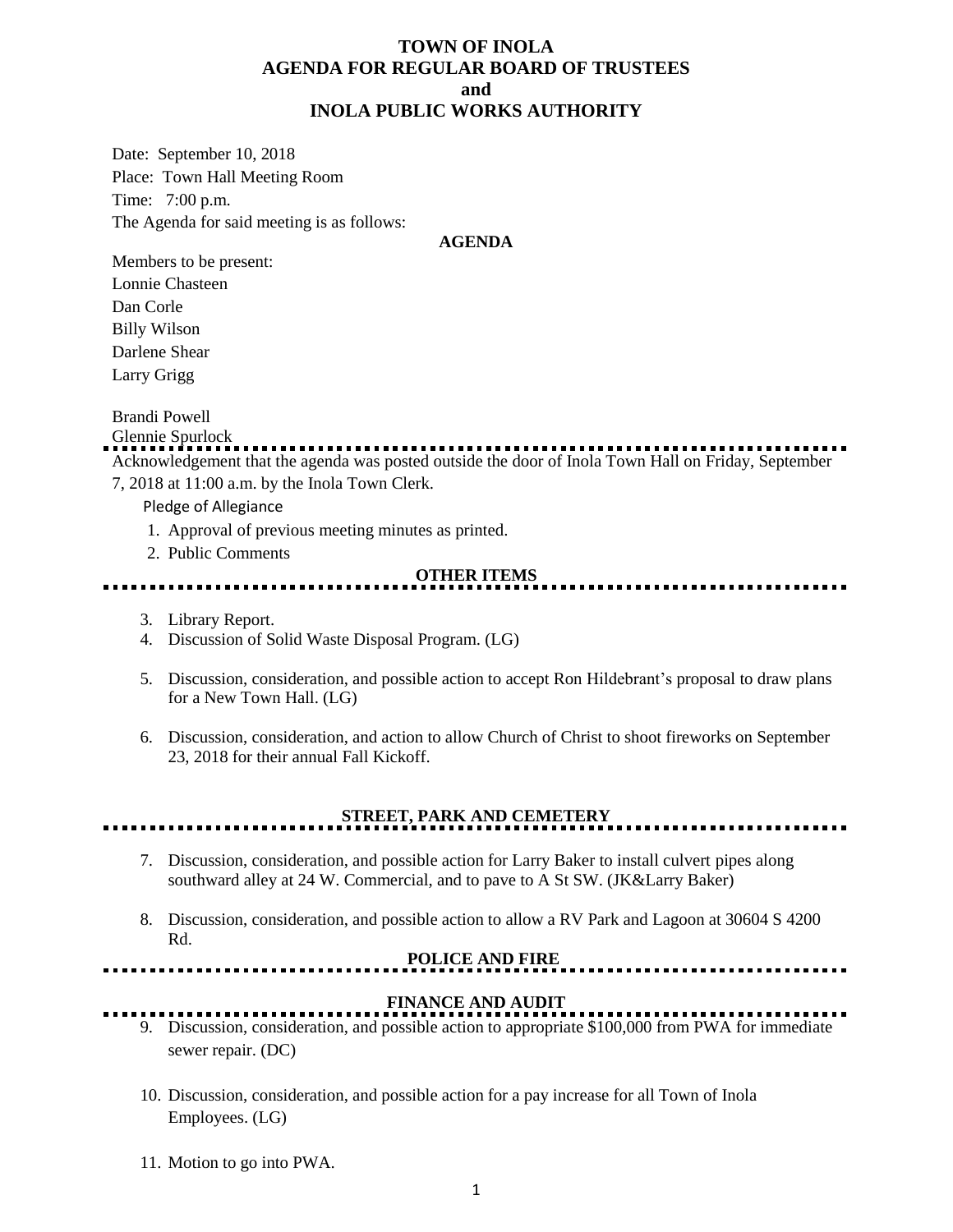# TOWN OF INOLA
# AGENDA FOR REGULAR BOARD OF TRUSTEES
# and
# INOLA PUBLIC WORKS AUTHORITY

Date: September 10, 2018
Place: Town Hall Meeting Room
Time: 7:00 p.m.
The Agenda for said meeting is as follows:

**AGENDA**

Members to be present:
Lonnie Chasteen
Dan Corle
Billy Wilson
Darlene Shear
Larry Grigg

Brandi Powell
Glennie Spurlock

---

Acknowledgement that the agenda was posted outside the door of Inola Town Hall on Friday, September 7, 2018 at 11:00 a.m. by the Inola Town Clerk.

Pledge of Allegiance

1. Approval of previous meeting minutes as printed.
2. Public Comments

**OTHER ITEMS**

---

3. Library Report.
4. Discussion of Solid Waste Disposal Program. (LG)
5. Discussion, consideration, and possible action to accept Ron Hildebrant's proposal to draw plans for a New Town Hall. (LG)
6. Discussion, consideration, and action to allow Church of Christ to shoot fireworks on September 23, 2018 for their annual Fall Kickoff.

**STREET, PARK AND CEMETERY**

---

7. Discussion, consideration, and possible action for Larry Baker to install culvert pipes along southward alley at 24 W. Commercial, and to pave to A St SW. (JK&Larry Baker)
8. Discussion, consideration, and possible action to allow a RV Park and Lagoon at 30604 S 4200 Rd.

**POLICE AND FIRE**

---

**FINANCE AND AUDIT**

---

9. Discussion, consideration, and possible action to appropriate $100,000 from PWA for immediate sewer repair. (DC)
10. Discussion, consideration, and possible action for a pay increase for all Town of Inola Employees. (LG)
11. Motion to go into PWA.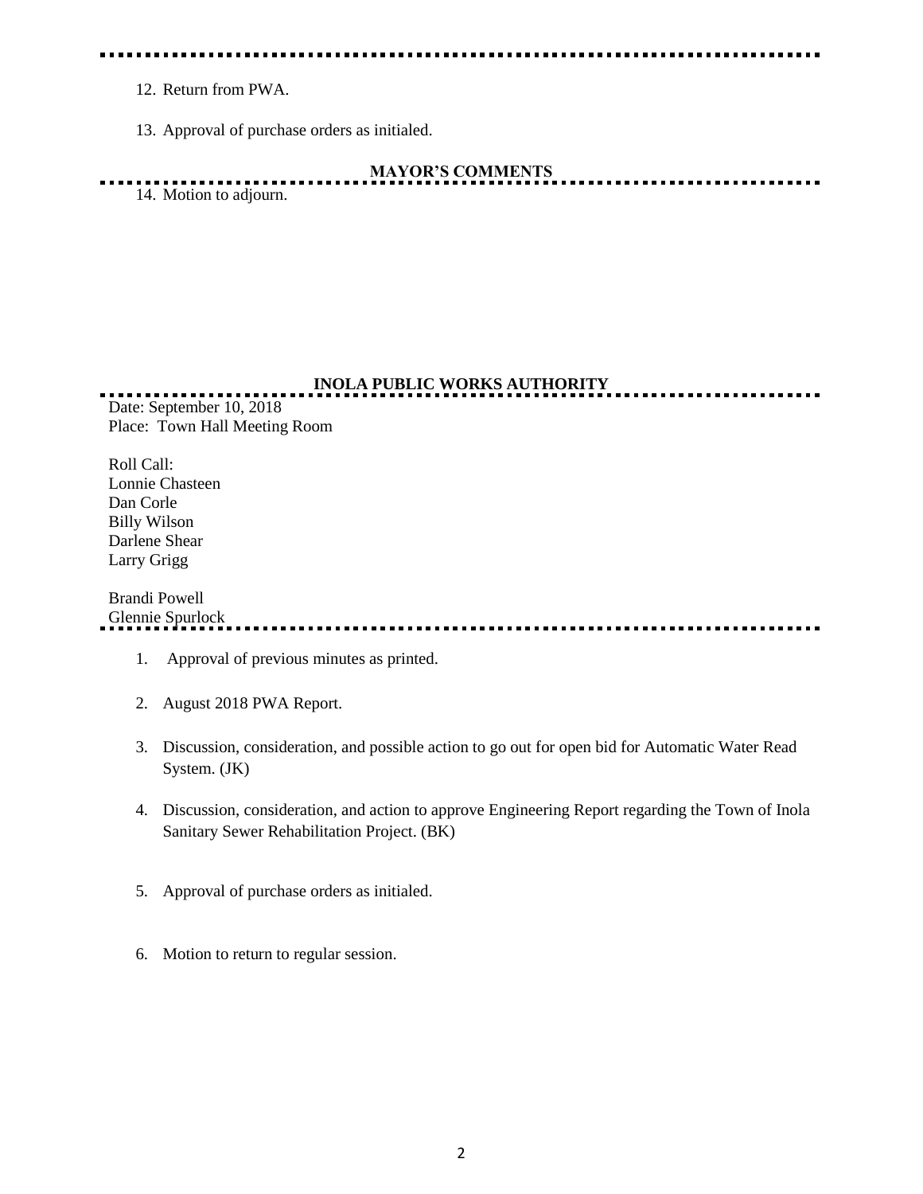12. Return from PWA.

13. Approval of purchase orders as initialed.

**MAYOR'S COMMENTS**

14. Motion to adjourn.

**INOLA PUBLIC WORKS AUTHORITY**

Date: September 10, 2018
Place: Town Hall Meeting Room

Roll Call:
Lonnie Chasteen
Dan Corle
Billy Wilson
Darlene Shear
Larry Grigg

Brandi Powell
Glennie Spurlock

1. Approval of previous minutes as printed.

2. August 2018 PWA Report.

3. Discussion, consideration, and possible action to go out for open bid for Automatic Water Read System. (JK)

4. Discussion, consideration, and action to approve Engineering Report regarding the Town of Inola Sanitary Sewer Rehabilitation Project. (BK)

5. Approval of purchase orders as initialed.

6. Motion to return to regular session.